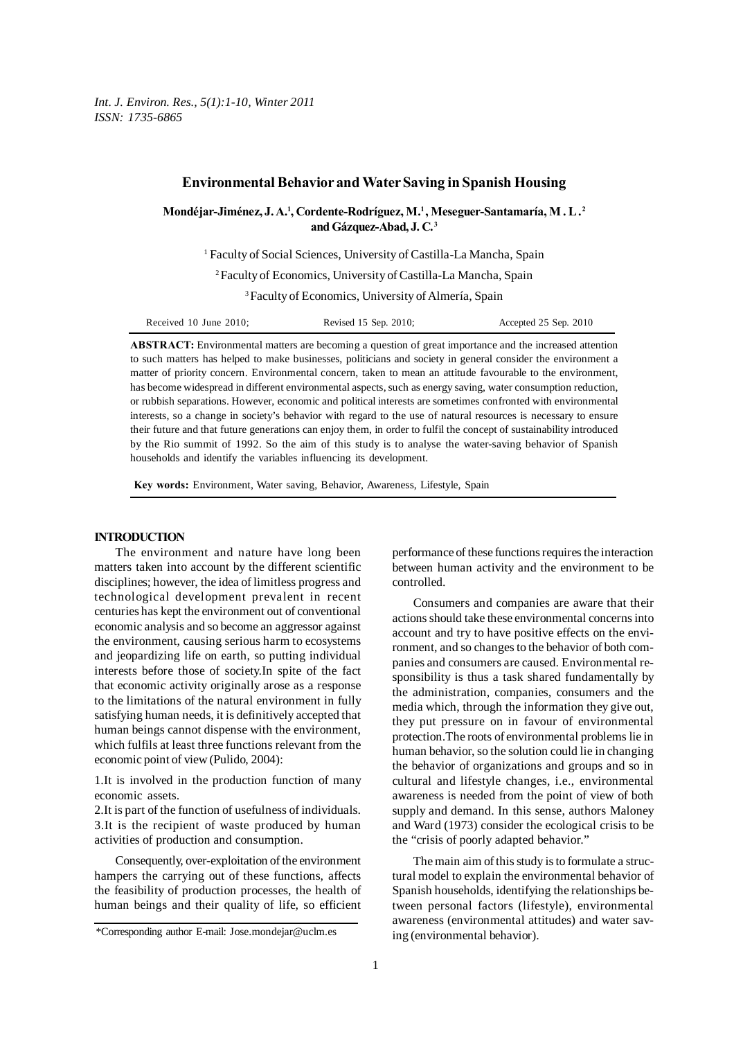# Environmental Behavior and Water Saving in Spanish Housing

**Mondéjar-Jiménez, J. A.[1], Cordente-Rodríguez, M.[1], Meseguer-Santamaría, M . L.[2] and Gázquez-Abad, J. C.[3]**

[1] Faculty of Social Sciences, University of Castilla-La Mancha, Spain

[2] Faculty of Economics, University of Castilla-La Mancha, Spain

[3] Faculty of Economics, University of Almería, Spain

Received 10 June 2010; Revised 15 Sep. 2010; Accepted 25 Sep. 2010

**ABSTRACT:** Environmental matters are becoming a question of great importance and the increased attention to such matters has helped to make businesses, politicians and society in general consider the environment a matter of priority concern. Environmental concern, taken to mean an attitude favourable to the environment, has become widespread in different environmental aspects, such as energy saving, water consumption reduction, or rubbish separations. However, economic and political interests are sometimes confronted with environmental interests, so a change in society's behavior with regard to the use of natural resources is necessary to ensure their future and that future generations can enjoy them, in order to fulfil the concept of sustainability introduced by the Rio summit of 1992. So the aim of this study is to analyse the water-saving behavior of Spanish households and identify the variables influencing its development.

**Key words:** Environment, Water saving, Behavior, Awareness, Lifestyle, Spain

## INTRODUCTION

The environment and nature have long been matters taken into account by the different scientific disciplines; however, the idea of limitless progress and technological development prevalent in recent centuries has kept the environment out of conventional economic analysis and so become an aggressor against the environment, causing serious harm to ecosystems and jeopardizing life on earth, so putting individual interests before those of society.In spite of the fact that economic activity originally arose as a response to the limitations of the natural environment in fully satisfying human needs, it is definitively accepted that human beings cannot dispense with the environment, which fulfils at least three functions relevant from the economic point of view (Pulido, 2004):

1.It is involved in the production function of many economic assets.
2.It is part of the function of usefulness of individuals.
3.It is the recipient of waste produced by human activities of production and consumption.

Consequently, over-exploitation of the environment hampers the carrying out of these functions, affects the feasibility of production processes, the health of human beings and their quality of life, so efficient performance of these functions requires the interaction between human activity and the environment to be controlled.

Consumers and companies are aware that their actions should take these environmental concerns into account and try to have positive effects on the environment, and so changes to the behavior of both companies and consumers are caused. Environmental responsibility is thus a task shared fundamentally by the administration, companies, consumers and the media which, through the information they give out, they put pressure on in favour of environmental protection.The roots of environmental problems lie in human behavior, so the solution could lie in changing the behavior of organizations and groups and so in cultural and lifestyle changes, i.e., environmental awareness is needed from the point of view of both supply and demand. In this sense, authors Maloney and Ward (1973) consider the ecological crisis to be the "crisis of poorly adapted behavior."

The main aim of this study is to formulate a structural model to explain the environmental behavior of Spanish households, identifying the relationships between personal factors (lifestyle), environmental awareness (environmental attitudes) and water saving (environmental behavior).

*Corresponding author E-mail: Jose.mondejar@uclm.es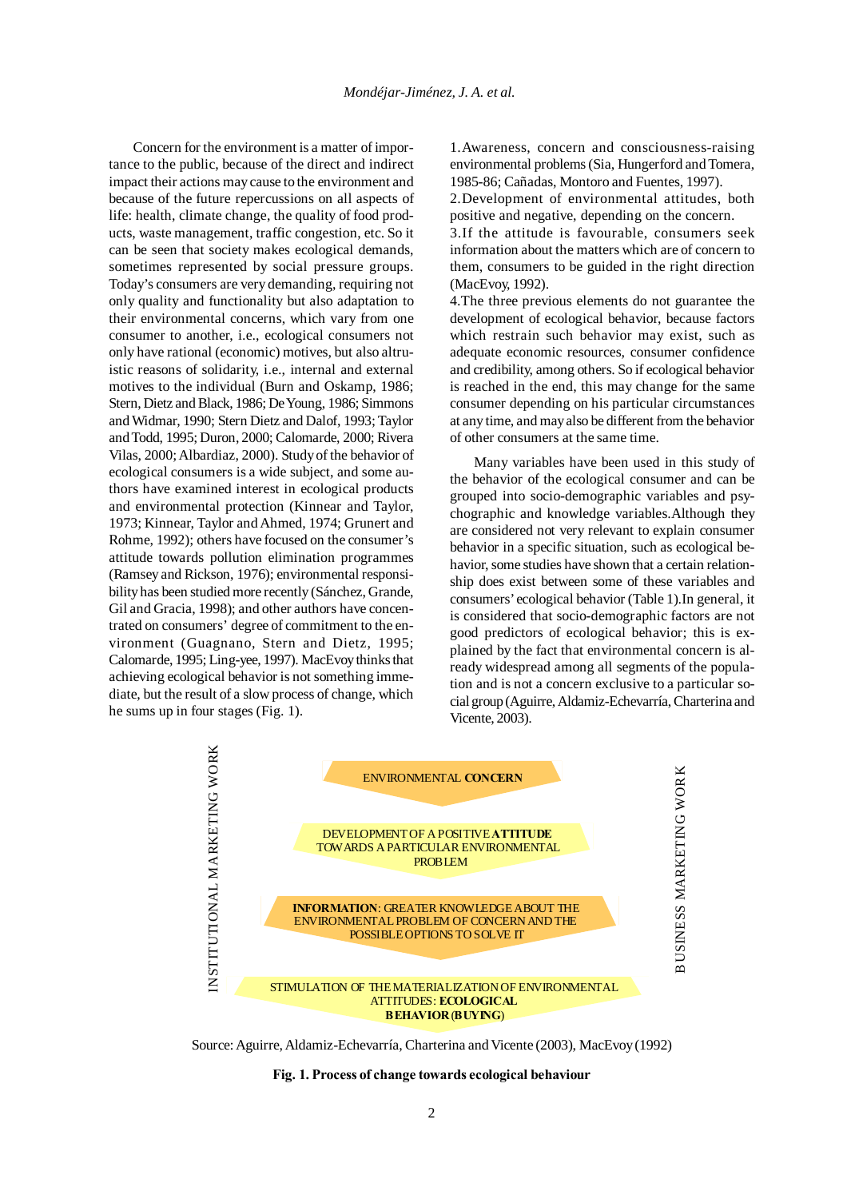Concern for the environment is a matter of importance to the public, because of the direct and indirect impact their actions may cause to the environment and because of the future repercussions on all aspects of life: health, climate change, the quality of food products, waste management, traffic congestion, etc. So it can be seen that society makes ecological demands, sometimes represented by social pressure groups. Today's consumers are very demanding, requiring not only quality and functionality but also adaptation to their environmental concerns, which vary from one consumer to another, i.e., ecological consumers not only have rational (economic) motives, but also altruistic reasons of solidarity, i.e., internal and external motives to the individual (Burn and Oskamp, 1986; Stern, Dietz and Black, 1986; De Young, 1986; Simmons and Widmar, 1990; Stern Dietz and Dalof, 1993; Taylor and Todd, 1995; Duron, 2000; Calomarde, 2000; Rivera Vilas, 2000; Albardiaz, 2000). Study of the behavior of ecological consumers is a wide subject, and some authors have examined interest in ecological products and environmental protection (Kinnear and Taylor, 1973; Kinnear, Taylor and Ahmed, 1974; Grunert and Rohme, 1992); others have focused on the consumer's attitude towards pollution elimination programmes (Ramsey and Rickson, 1976); environmental responsibility has been studied more recently (Sánchez, Grande, Gil and Gracia, 1998); and other authors have concentrated on consumers' degree of commitment to the environment (Guagnano, Stern and Dietz, 1995; Calomarde, 1995; Ling-yee, 1997). MacEvoy thinks that achieving ecological behavior is not something immediate, but the result of a slow process of change, which he sums up in four stages (Fig. 1).

1. Awareness, concern and consciousness-raising environmental problems (Sia, Hungerford and Tomera, 1985-86; Cañadas, Montoro and Fuentes, 1997).
2. Development of environmental attitudes, both positive and negative, depending on the concern.
3. If the attitude is favourable, consumers seek information about the matters which are of concern to them, consumers to be guided in the right direction (MacEvoy, 1992).
4. The three previous elements do not guarantee the development of ecological behavior, because factors which restrain such behavior may exist, such as adequate economic resources, consumer confidence and credibility, among others. So if ecological behavior is reached in the end, this may change for the same consumer depending on his particular circumstances at any time, and may also be different from the behavior of other consumers at the same time.

Many variables have been used in this study of the behavior of the ecological consumer and can be grouped into socio-demographic variables and psychographic and knowledge variables. Although they are considered not very relevant to explain consumer behavior in a specific situation, such as ecological behavior, some studies have shown that a certain relationship does exist between some of these variables and consumers' ecological behavior (Table 1). In general, it is considered that socio-demographic factors are not good predictors of ecological behavior; this is explained by the fact that environmental concern is already widespread among all segments of the population and is not a concern exclusive to a particular social group (Aguirre, Aldamiz-Echevarría, Charterina and Vicente, 2003).

INSTITUTIONAL MARKETING WORK

ENVIRONMENTAL **CONCERN**

DEVELOPMENT OF A POSITIVE **ATTITUDE** TOWARDS A PARTICULAR ENVIRONMENTAL PROBLEM

**INFORMATION**: GREATER KNOWLEDGE ABOUT THE ENVIRONMENTAL PROBLEM OF CONCERN AND THE POSSIBLE OPTIONS TO SOLVE IT

STIMULATION OF THE MATERIALIZATION OF ENVIRONMENTAL ATTITUDES: **ECOLOGICAL BEHAVIOR (BUYING)**

BUSINESS MARKETING WORK

Source: Aguirre, Aldamiz-Echevarría, Charterina and Vicente (2003), MacEvoy (1992)

**Fig. 1. Process of change towards ecological behaviour**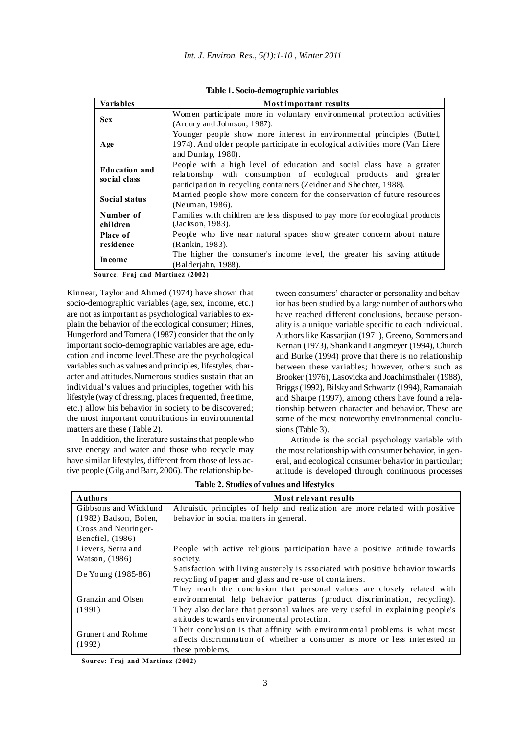**Table 1. Socio-demographic variables**

| Variables | Most important results |
|---|---|
| **Sex** | Women participate more in voluntary environmental protection activities (Arcury and Johnson, 1987). |
| **Age** | Younger people show more interest in environmental principles (Buttel, 1974). And older people participate in ecological activities more (Van Liere and Dunlap, 1980). |
| **Education and social class** | People with a high level of education and social class have a greater relationship with consumption of ecological products and greater participation in recycling containers (Zeidner and Shechter, 1988). |
| **Social status** | Married people show more concern for the conservation of future resources (Neuman, 1986). |
| **Number of children** | Families with children are less disposed to pay more for ecological products (Jackson, 1983). |
| **Place of residence** | People who live near natural spaces show greater concern about nature (Rankin, 1983). |
| **Income** | The higher the consumer's income level, the greater his saving attitude (Balderjahn, 1988). |

**Source: Fraj and Martínez (2002)**

Kinnear, Taylor and Ahmed (1974) have shown that socio-demographic variables (age, sex, income, etc.) are not as important as psychological variables to explain the behavior of the ecological consumer; Hines, Hungerford and Tomera (1987) consider that the only important socio-demographic variables are age, education and income level.These are the psychological variables such as values and principles, lifestyles, character and attitudes.Numerous studies sustain that an individual's values and principles, together with his lifestyle (way of dressing, places frequented, free time, etc.) allow his behavior in society to be discovered; the most important contributions in environmental matters are these (Table 2).

In addition, the literature sustains that people who save energy and water and those who recycle may have similar lifestyles, different from those of less active people (Gilg and Barr, 2006). The relationship between consumers' character or personality and behavior has been studied by a large number of authors who have reached different conclusions, because personality is a unique variable specific to each individual. Authors like Kassarjian (1971), Greeno, Sommers and Kernan (1973), Shank and Langmeyer (1994), Church and Burke (1994) prove that there is no relationship between these variables; however, others such as Brooker (1976), Lasovicka and Joachimsthaler (1988), Briggs (1992), Bilsky and Schwartz (1994), Ramanaiah and Sharpe (1997), among others have found a relationship between character and behavior. These are some of the most noteworthy environmental conclusions (Table 3).

Attitude is the social psychology variable with the most relationship with consumer behavior, in general, and ecological consumer behavior in particular; attitude is developed through continuous processes

**Table 2. Studies of values and lifestyles**

| Authors | Most relevant results |
|---|---|
| Gibbsons and Wicklund (1982) Badson, Bolen, Cross and Neuringer-Benefiel, (1986) | Altruistic principles of help and realization are more related with positive behavior in social matters in general. |
| Lievers, Serra and Watson, (1986) | People with active religious participation have a positive attitude towards society. |
| De Young (1985-86) | Satisfaction with living austerely is associated with positive behavior towards recycling of paper and glass and re-use of containers. |
| Granzin and Olsen (1991) | They reach the conclusion that personal values are closely related with environmental help behavior patterns (product discrimination, recycling). They also declare that personal values are very useful in explaining people's attitudes towards environmental protection. |
| Grunert and Rohme (1992) | Their conclusion is that affinity with environmental problems is what most affects discrimination of whether a consumer is more or less interested in these problems. |

**Source: Fraj and Martínez (2002)**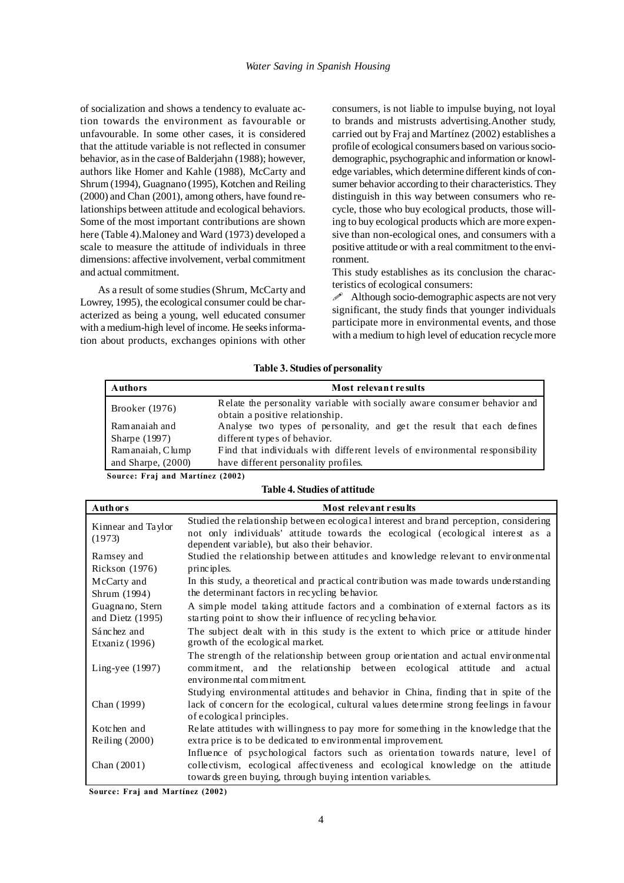of socialization and shows a tendency to evaluate action towards the environment as favourable or unfavourable. In some other cases, it is considered that the attitude variable is not reflected in consumer behavior, as in the case of Balderjahn (1988); however, authors like Homer and Kahle (1988), McCarty and Shrum (1994), Guagnano (1995), Kotchen and Reiling (2000) and Chan (2001), among others, have found relationships between attitude and ecological behaviors. Some of the most important contributions are shown here (Table 4).Maloney and Ward (1973) developed a scale to measure the attitude of individuals in three dimensions: affective involvement, verbal commitment and actual commitment.

As a result of some studies (Shrum, McCarty and Lowrey, 1995), the ecological consumer could be characterized as being a young, well educated consumer with a medium-high level of income. He seeks information about products, exchanges opinions with other consumers, is not liable to impulse buying, not loyal to brands and mistrusts advertising.Another study, carried out by Fraj and Martínez (2002) establishes a profile of ecological consumers based on various socio-demographic, psychographic and information or knowledge variables, which determine different kinds of consumer behavior according to their characteristics. They distinguish in this way between consumers who recycle, those who buy ecological products, those willing to buy ecological products which are more expensive than non-ecological ones, and consumers with a positive attitude or with a real commitment to the environment.

This study establishes as its conclusion the characteristics of ecological consumers:

- Although socio-demographic aspects are not very significant, the study finds that younger individuals participate more in environmental events, and those with a medium to high level of education recycle more

**Table 3. Studies of personality**

| Authors | Most relevant results |
|---|---|
| Brooker (1976) | Relate the personality variable with socially aware consumer behavior and obtain a positive relationship. |
| Ramanaiah and Sharpe (1997) | Analyse two types of personality, and get the result that each defines different types of behavior. |
| Ramanaiah, Clump and Sharpe, (2000) | Find that individuals with different levels of environmental responsibility have different personality profiles. |

**Source: Fraj and Martínez (2002)**

**Table 4. Studies of attitude**

| Authors | Most relevant results |
|---|---|
| Kinnear and Taylor (1973) | Studied the relationship between ecological interest and brand perception, considering not only individuals' attitude towards the ecological (ecological interest as a dependent variable), but also their behavior. |
| Ramsey and Rickson (1976) | Studied the relationship between attitudes and knowledge relevant to environmental principles. |
| McCarty and Shrum (1994) | In this study, a theoretical and practical contribution was made towards understanding the determinant factors in recycling behavior. |
| Guagnano, Stern and Dietz (1995) | A simple model taking attitude factors and a combination of external factors as its starting point to show their influence of recycling behavior. |
| Sánchez and Etxaniz (1996) | The subject dealt with in this study is the extent to which price or attitude hinder growth of the ecological market. |
| Ling-yee (1997) | The strength of the relationship between group orientation and actual environmental commitment, and the relationship between ecological attitude and actual environmental commitment. |
| Chan (1999) | Studying environmental attitudes and behavior in China, finding that in spite of the lack of concern for the ecological, cultural values determine strong feelings in favour of ecological principles. |
| Kotchen and Reiling (2000) | Relate attitudes with willingness to pay more for something in the knowledge that the extra price is to be dedicated to environmental improvement. |
| Chan (2001) | Influence of psychological factors such as orientation towards nature, level of collectivism, ecological affectiveness and ecological knowledge on the attitude towards green buying, through buying intention variables. |

**Source: Fraj and Martínez (2002)**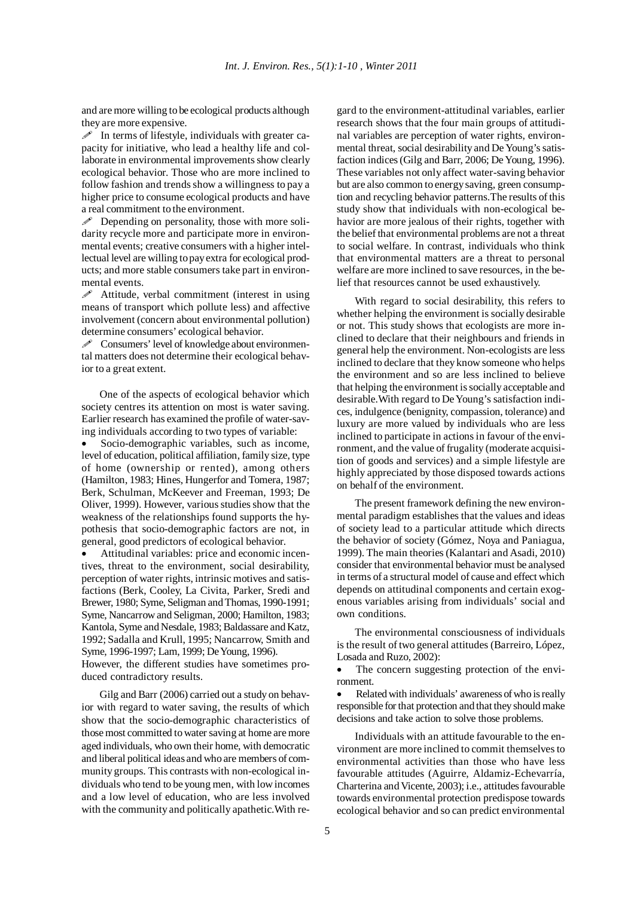and are more willing to be ecological products although they are more expensive.

- In terms of lifestyle, individuals with greater capacity for initiative, who lead a healthy life and collaborate in environmental improvements show clearly ecological behavior. Those who are more inclined to follow fashion and trends show a willingness to pay a higher price to consume ecological products and have a real commitment to the environment.
- Depending on personality, those with more solidarity recycle more and participate more in environmental events; creative consumers with a higher intellectual level are willing to pay extra for ecological products; and more stable consumers take part in environmental events.
- Attitude, verbal commitment (interest in using means of transport which pollute less) and affective involvement (concern about environmental pollution) determine consumers' ecological behavior.
- Consumers' level of knowledge about environmental matters does not determine their ecological behavior to a great extent.

One of the aspects of ecological behavior which society centres its attention on most is water saving. Earlier research has examined the profile of water-saving individuals according to two types of variable:

- Socio-demographic variables, such as income, level of education, political affiliation, family size, type of home (ownership or rented), among others (Hamilton, 1983; Hines, Hungerfor and Tomera, 1987; Berk, Schulman, McKeever and Freeman, 1993; De Oliver, 1999). However, various studies show that the weakness of the relationships found supports the hypothesis that socio-demographic factors are not, in general, good predictors of ecological behavior.
- Attitudinal variables: price and economic incentives, threat to the environment, social desirability, perception of water rights, intrinsic motives and satisfactions (Berk, Cooley, La Civita, Parker, Sredi and Brewer, 1980; Syme, Seligman and Thomas, 1990-1991; Syme, Nancarrow and Seligman, 2000; Hamilton, 1983; Kantola, Syme and Nesdale, 1983; Baldassare and Katz, 1992; Sadalla and Krull, 1995; Nancarrow, Smith and Syme, 1996-1997; Lam, 1999; De Young, 1996).

However, the different studies have sometimes produced contradictory results.

Gilg and Barr (2006) carried out a study on behavior with regard to water saving, the results of which show that the socio-demographic characteristics of those most committed to water saving at home are more aged individuals, who own their home, with democratic and liberal political ideas and who are members of community groups. This contrasts with non-ecological individuals who tend to be young men, with low incomes and a low level of education, who are less involved with the community and politically apathetic. With regard to the environment-attitudinal variables, earlier research shows that the four main groups of attitudinal variables are perception of water rights, environmental threat, social desirability and De Young's satisfaction indices (Gilg and Barr, 2006; De Young, 1996). These variables not only affect water-saving behavior but are also common to energy saving, green consumption and recycling behavior patterns. The results of this study show that individuals with non-ecological behavior are more jealous of their rights, together with the belief that environmental problems are not a threat to social welfare. In contrast, individuals who think that environmental matters are a threat to personal welfare are more inclined to save resources, in the belief that resources cannot be used exhaustively.

With regard to social desirability, this refers to whether helping the environment is socially desirable or not. This study shows that ecologists are more inclined to declare that their neighbours and friends in general help the environment. Non-ecologists are less inclined to declare that they know someone who helps the environment and so are less inclined to believe that helping the environment is socially acceptable and desirable. With regard to De Young's satisfaction indices, indulgence (benignity, compassion, tolerance) and luxury are more valued by individuals who are less inclined to participate in actions in favour of the environment, and the value of frugality (moderate acquisition of goods and services) and a simple lifestyle are highly appreciated by those disposed towards actions on behalf of the environment.

The present framework defining the new environmental paradigm establishes that the values and ideas of society lead to a particular attitude which directs the behavior of society (Gómez, Noya and Paniagua, 1999). The main theories (Kalantari and Asadi, 2010) consider that environmental behavior must be analysed in terms of a structural model of cause and effect which depends on attitudinal components and certain exogenous variables arising from individuals' social and own conditions.

The environmental consciousness of individuals is the result of two general attitudes (Barreiro, López, Losada and Ruzo, 2002):

- The concern suggesting protection of the environment.
- Related with individuals' awareness of who is really responsible for that protection and that they should make decisions and take action to solve those problems.

Individuals with an attitude favourable to the environment are more inclined to commit themselves to environmental activities than those who have less favourable attitudes (Aguirre, Aldamiz-Echevarría, Charterina and Vicente, 2003); i.e., attitudes favourable towards environmental protection predispose towards ecological behavior and so can predict environmental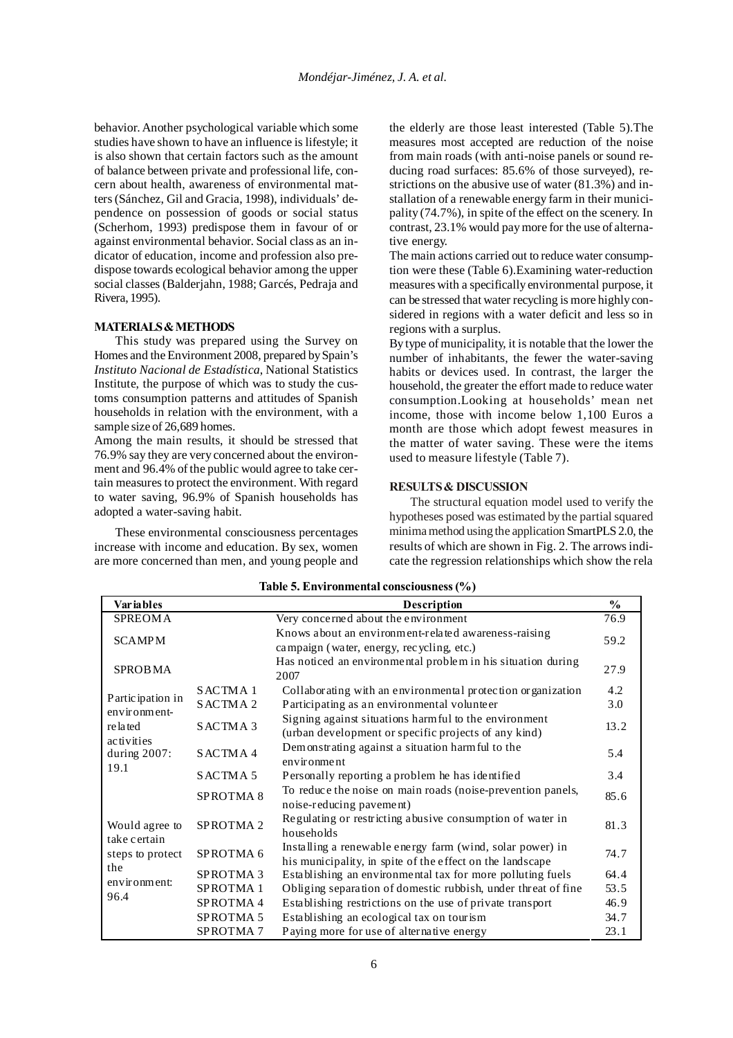behavior. Another psychological variable which some studies have shown to have an influence is lifestyle; it is also shown that certain factors such as the amount of balance between private and professional life, concern about health, awareness of environmental matters (Sánchez, Gil and Gracia, 1998), individuals' dependence on possession of goods or social status (Scherhom, 1993) predispose them in favour of or against environmental behavior. Social class as an indicator of education, income and profession also predispose towards ecological behavior among the upper social classes (Balderjahn, 1988; Garcés, Pedraja and Rivera, 1995).

## MATERIALS & METHODS

This study was prepared using the Survey on Homes and the Environment 2008, prepared by Spain's *Instituto Nacional de Estadística*, National Statistics Institute, the purpose of which was to study the customs consumption patterns and attitudes of Spanish households in relation with the environment, with a sample size of 26,689 homes.

Among the main results, it should be stressed that 76.9% say they are very concerned about the environment and 96.4% of the public would agree to take certain measures to protect the environment. With regard to water saving, 96.9% of Spanish households has adopted a water-saving habit.

These environmental consciousness percentages increase with income and education. By sex, women are more concerned than men, and young people and the elderly are those least interested (Table 5).The measures most accepted are reduction of the noise from main roads (with anti-noise panels or sound reducing road surfaces: 85.6% of those surveyed), restrictions on the abusive use of water (81.3%) and installation of a renewable energy farm in their municipality (74.7%), in spite of the effect on the scenery. In contrast, 23.1% would pay more for the use of alternative energy.

The main actions carried out to reduce water consumption were these (Table 6).Examining water-reduction measures with a specifically environmental purpose, it can be stressed that water recycling is more highly considered in regions with a water deficit and less so in regions with a surplus.

By type of municipality, it is notable that the lower the number of inhabitants, the fewer the water-saving habits or devices used. In contrast, the larger the household, the greater the effort made to reduce water consumption.Looking at households' mean net income, those with income below 1,100 Euros a month are those which adopt fewest measures in the matter of water saving. These were the items used to measure lifestyle (Table 7).

## RESULTS & DISCUSSION

The structural equation model used to verify the hypotheses posed was estimated by the partial squared minima method using the application SmartPLS 2.0, the results of which are shown in Fig. 2. The arrows indicate the regression relationships which show the rela

**Table 5. Environmental consciousness (%)**

| Variables | | Description | % |
|---|---|---|---|
| SPREOMA | | Very concerned about the environment | 76.9 |
| SCAMPM | | Knows about an environment-related awareness-raising campaign (water, energy, recycling, etc.) | 59.2 |
| SPROBMA | | Has noticed an environmental problem in his situation during 2007 | 27.9 |
| Participation in environment-related activities during 2007: 19.1 | SACTMA 1 | Collaborating with an environmental protection organization | 4.2 |
| | SACTMA 2 | Participating as an environmental volunteer | 3.0 |
| | SACTMA 3 | Signing against situations harmful to the environment (urban development or specific projects of any kind) | 13.2 |
| | SACTMA 4 | Demonstrating against a situation harmful to the environment | 5.4 |
| | SACTMA 5 | Personally reporting a problem he has identified | 3.4 |
| Would agree to take certain steps to protect the environment: 96.4 | SPROTMA 8 | To reduce the noise on main roads (noise-prevention panels, noise-reducing pavement) | 85.6 |
| | SPROTMA 2 | Regulating or restricting abusive consumption of water in households | 81.3 |
| | SPROTMA 6 | Installing a renewable energy farm (wind, solar power) in his municipality, in spite of the effect on the landscape | 74.7 |
| | SPROTMA 3 | Establishing an environmental tax for more polluting fuels | 64.4 |
| | SPROTMA 1 | Obliging separation of domestic rubbish, under threat of fine | 53.5 |
| | SPROTMA 4 | Establishing restrictions on the use of private transport | 46.9 |
| | SPROTMA 5 | Establishing an ecological tax on tourism | 34.7 |
| | SPROTMA 7 | Paying more for use of alternative energy | 23.1 |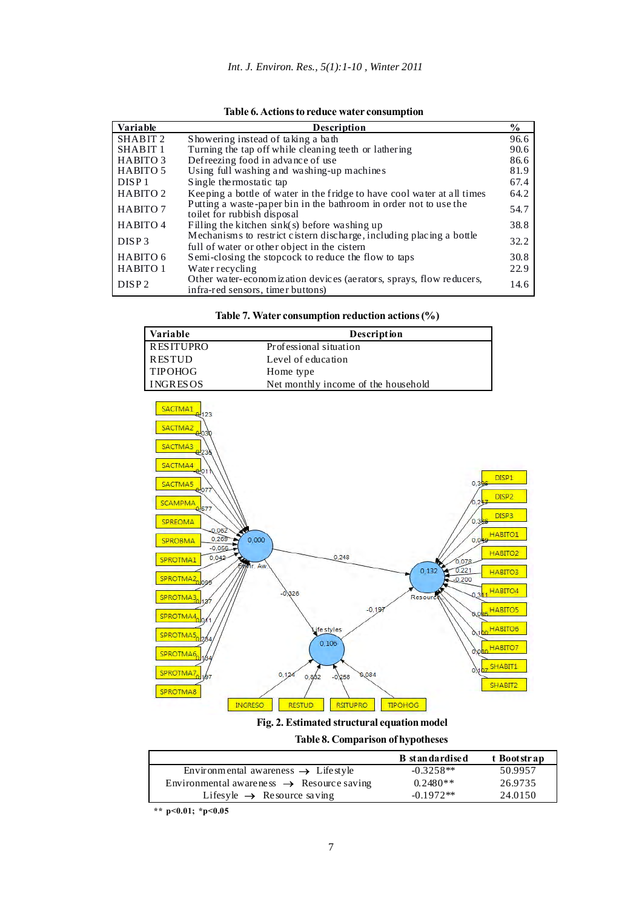**Table 6. Actions to reduce water consumption**

| Variable | Description | % |
|---|---|---|
| SHABIT 2 | Showering instead of taking a bath | 96.6 |
| SHABIT 1 | Turning the tap off while cleaning teeth or lathering | 90.6 |
| HABITO 3 | Defreezing food in advance of use | 86.6 |
| HABITO 5 | Using full washing and washing-up machines | 81.9 |
| DISP 1 | Single thermostatic tap | 67.4 |
| HABITO 2 | Keeping a bottle of water in the fridge to have cool water at all times | 64.2 |
| HABITO 7 | Putting a waste-paper bin in the bathroom in order not to use the toilet for rubbish disposal | 54.7 |
| HABITO 4 | Filling the kitchen sink(s) before washing up | 38.8 |
| DISP 3 | Mechanisms to restrict cistern discharge, including placing a bottle full of water or other object in the cistern | 32.2 |
| HABITO 6 | Semi-closing the stopcock to reduce the flow to taps | 30.8 |
| HABITO 1 | Water recycling | 22.9 |
| DISP 2 | Other water-economization devices (aerators, sprays, flow reducers, infra-red sensors, timer buttons) | 14.6 |

**Table 7. Water consumption reduction actions (%)**

| Variable | Description |
|---|---|
| RESITUPRO | Professional situation |
| RESTUD | Level of education |
| TIPOHOG | Home type |
| INGRESOS | Net monthly income of the household |

**Fig. 2. Estimated structural equation model**

**Table 8. Comparison of hypotheses**

| | B standardised | t Bootstrap |
|---|---|---|
| Environmental awareness $\rightarrow$ Lifestyle | -0.3258** | 50.9957 |
| Environmental awareness $\rightarrow$ Resource saving | 0.2480** | 26.9735 |
| Lifesyle $\rightarrow$ Resource saving | -0.1972** | 24.0150 |

** $p<0.01$; * $p<0.05$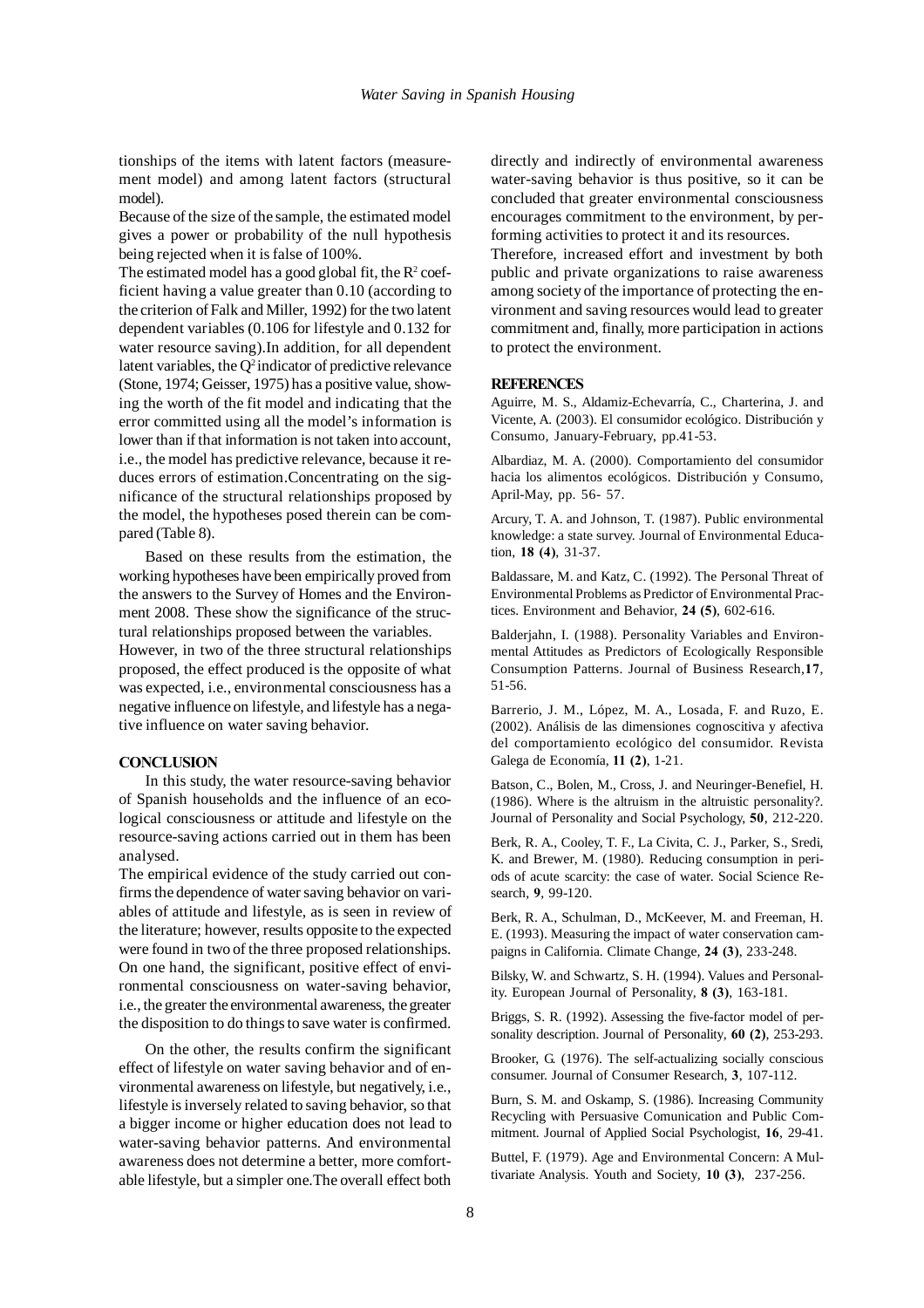tionships of the items with latent factors (measurement model) and among latent factors (structural model).

Because of the size of the sample, the estimated model gives a power or probability of the null hypothesis being rejected when it is false of 100%.

The estimated model has a good global fit, the $R^2$ coefficient having a value greater than 0.10 (according to the criterion of Falk and Miller, 1992) for the two latent dependent variables (0.106 for lifestyle and 0.132 for water resource saving).In addition, for all dependent latent variables, the $Q^2$ indicator of predictive relevance (Stone, 1974; Geisser, 1975) has a positive value, showing the worth of the fit model and indicating that the error committed using all the model's information is lower than if that information is not taken into account, i.e., the model has predictive relevance, because it reduces errors of estimation.Concentrating on the significance of the structural relationships proposed by the model, the hypotheses posed therein can be compared (Table 8).

Based on these results from the estimation, the working hypotheses have been empirically proved from the answers to the Survey of Homes and the Environment 2008. These show the significance of the structural relationships proposed between the variables.

However, in two of the three structural relationships proposed, the effect produced is the opposite of what was expected, i.e., environmental consciousness has a negative influence on lifestyle, and lifestyle has a negative influence on water saving behavior.

## CONCLUSION

In this study, the water resource-saving behavior of Spanish households and the influence of an ecological consciousness or attitude and lifestyle on the resource-saving actions carried out in them has been analysed.

The empirical evidence of the study carried out confirms the dependence of water saving behavior on variables of attitude and lifestyle, as is seen in review of the literature; however, results opposite to the expected were found in two of the three proposed relationships. On one hand, the significant, positive effect of environmental consciousness on water-saving behavior, i.e., the greater the environmental awareness, the greater the disposition to do things to save water is confirmed.

On the other, the results confirm the significant effect of lifestyle on water saving behavior and of environmental awareness on lifestyle, but negatively, i.e., lifestyle is inversely related to saving behavior, so that a bigger income or higher education does not lead to water-saving behavior patterns. And environmental awareness does not determine a better, more comfortable lifestyle, but a simpler one.The overall effect both directly and indirectly of environmental awareness water-saving behavior is thus positive, so it can be concluded that greater environmental consciousness encourages commitment to the environment, by performing activities to protect it and its resources.

Therefore, increased effort and investment by both public and private organizations to raise awareness among society of the importance of protecting the environment and saving resources would lead to greater commitment and, finally, more participation in actions to protect the environment.

## REFERENCES

Aguirre, M. S., Aldamiz-Echevarría, C., Charterina, J. and Vicente, A. (2003). El consumidor ecológico. Distribución y Consumo, January-February, pp.41-53.

Albardiaz, M. A. (2000). Comportamiento del consumidor hacia los alimentos ecológicos. Distribución y Consumo, April-May, pp. 56- 57.

Arcury, T. A. and Johnson, T. (1987). Public environmental knowledge: a state survey. Journal of Environmental Education, **18 (4)**, 31-37.

Baldassare, M. and Katz, C. (1992). The Personal Threat of Environmental Problems as Predictor of Environmental Practices. Environment and Behavior, **24 (5)**, 602-616.

Balderjahn, I. (1988). Personality Variables and Environmental Attitudes as Predictors of Ecologically Responsible Consumption Patterns. Journal of Business Research,**17**, 51-56.

Barrerio, J. M., López, M. A., Losada, F. and Ruzo, E. (2002). Análisis de las dimensiones cognoscitiva y afectiva del comportamiento ecológico del consumidor. Revista Galega de Economía, **11 (2)**, 1-21.

Batson, C., Bolen, M., Cross, J. and Neuringer-Benefiel, H. (1986). Where is the altruism in the altruistic personality?. Journal of Personality and Social Psychology, **50**, 212-220.

Berk, R. A., Cooley, T. F., La Civita, C. J., Parker, S., Sredi, K. and Brewer, M. (1980). Reducing consumption in periods of acute scarcity: the case of water. Social Science Research, **9**, 99-120.

Berk, R. A., Schulman, D., McKeever, M. and Freeman, H. E. (1993). Measuring the impact of water conservation campaigns in California. Climate Change, **24 (3)**, 233-248.

Bilsky, W. and Schwartz, S. H. (1994). Values and Personality. European Journal of Personality, **8 (3)**, 163-181.

Briggs, S. R. (1992). Assessing the five-factor model of personality description. Journal of Personality, **60 (2)**, 253-293.

Brooker, G. (1976). The self-actualizing socially conscious consumer. Journal of Consumer Research, **3**, 107-112.

Burn, S. M. and Oskamp, S. (1986). Increasing Community Recycling with Persuasive Comunication and Public Commitment. Journal of Applied Social Psychologist, **16**, 29-41.

Buttel, F. (1979). Age and Environmental Concern: A Multivariate Analysis. Youth and Society, **10 (3)**, 237-256.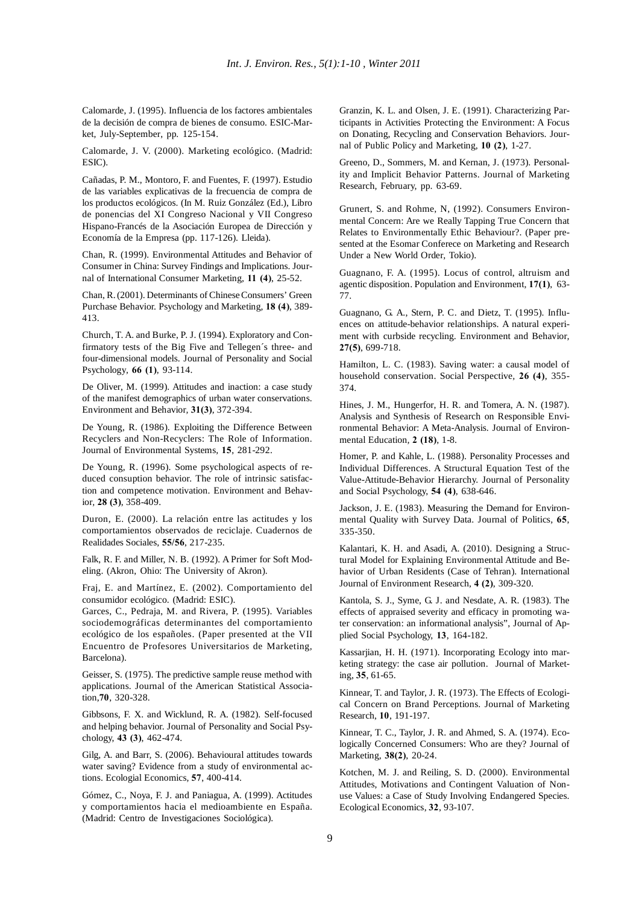Calomarde, J. (1995). Influencia de los factores ambientales de la decisión de compra de bienes de consumo. ESIC-Market, July-September, pp. 125-154.

Calomarde, J. V. (2000). Marketing ecológico. (Madrid: ESIC).

Cañadas, P. M., Montoro, F. and Fuentes, F. (1997). Estudio de las variables explicativas de la frecuencia de compra de los productos ecológicos. (In M. Ruiz González (Ed.), Libro de ponencias del XI Congreso Nacional y VII Congreso Hispano-Francés de la Asociación Europea de Dirección y Economía de la Empresa (pp. 117-126). Lleida).

Chan, R. (1999). Environmental Attitudes and Behavior of Consumer in China: Survey Findings and Implications. Journal of International Consumer Marketing, **11 (4)**, 25-52.

Chan, R. (2001). Determinants of Chinese Consumers' Green Purchase Behavior. Psychology and Marketing, **18 (4)**, 389-413.

Church, T. A. and Burke, P. J. (1994). Exploratory and Confirmatory tests of the Big Five and Tellegen´s three- and four-dimensional models. Journal of Personality and Social Psychology, **66 (1)**, 93-114.

De Oliver, M. (1999). Attitudes and inaction: a case study of the manifest demographics of urban water conservations. Environment and Behavior, **31(3)**, 372-394.

De Young, R. (1986). Exploiting the Difference Between Recyclers and Non-Recyclers: The Role of Information. Journal of Environmental Systems, **15**, 281-292.

De Young, R. (1996). Some psychological aspects of reduced consuption behavior. The role of intrinsic satisfaction and competence motivation. Environment and Behavior, **28 (3)**, 358-409.

Duron, E. (2000). La relación entre las actitudes y los comportamientos observados de reciclaje. Cuadernos de Realidades Sociales, **55/56**, 217-235.

Falk, R. F. and Miller, N. B. (1992). A Primer for Soft Modeling. (Akron, Ohio: The University of Akron).

Fraj, E. and Martínez, E. (2002). Comportamiento del consumidor ecológico. (Madrid: ESIC).

Garces, C., Pedraja, M. and Rivera, P. (1995). Variables sociodemográficas determinantes del comportamiento ecológico de los españoles. (Paper presented at the VII Encuentro de Profesores Universitarios de Marketing, Barcelona).

Geisser, S. (1975). The predictive sample reuse method with applications. Journal of the American Statistical Association,**70**, 320-328.

Gibbsons, F. X. and Wicklund, R. A. (1982). Self-focused and helping behavior. Journal of Personality and Social Psychology, **43 (3)**, 462-474.

Gilg, A. and Barr, S. (2006). Behavioural attitudes towards water saving? Evidence from a study of environmental actions. Ecologial Economics, **57**, 400-414.

Gómez, C., Noya, F. J. and Paniagua, A. (1999). Actitudes y comportamientos hacia el medioambiente en España. (Madrid: Centro de Investigaciones Sociológica).

Granzin, K. L. and Olsen, J. E. (1991). Characterizing Participants in Activities Protecting the Environment: A Focus on Donating, Recycling and Conservation Behaviors. Journal of Public Policy and Marketing, **10 (2)**, 1-27.

Greeno, D., Sommers, M. and Kernan, J. (1973). Personality and Implicit Behavior Patterns. Journal of Marketing Research, February, pp. 63-69.

Grunert, S. and Rohme, N, (1992). Consumers Environmental Concern: Are we Really Tapping True Concern that Relates to Environmentally Ethic Behaviour?. (Paper presented at the Esomar Conferece on Marketing and Research Under a New World Order, Tokio).

Guagnano, F. A. (1995). Locus of control, altruism and agentic disposition. Population and Environment, **17(1)**, 63-77.

Guagnano, G. A., Stern, P. C. and Dietz, T. (1995). Influences on attitude-behavior relationships. A natural experiment with curbside recycling. Environment and Behavior, **27(5)**, 699-718.

Hamilton, L. C. (1983). Saving water: a causal model of household conservation. Social Perspective, **26 (4)**, 355-374.

Hines, J. M., Hungerfor, H. R. and Tomera, A. N. (1987). Analysis and Synthesis of Research on Responsible Environmental Behavior: A Meta-Analysis. Journal of Environmental Education, **2 (18)**, 1-8.

Homer, P. and Kahle, L. (1988). Personality Processes and Individual Differences. A Structural Equation Test of the Value-Attitude-Behavior Hierarchy. Journal of Personality and Social Psychology, **54 (4)**, 638-646.

Jackson, J. E. (1983). Measuring the Demand for Environmental Quality with Survey Data. Journal of Politics, **65**, 335-350.

Kalantari, K. H. and Asadi, A. (2010). Designing a Structural Model for Explaining Environmental Attitude and Behavior of Urban Residents (Case of Tehran). International Journal of Environment Research, **4 (2)**, 309-320.

Kantola, S. J., Syme, G. J. and Nesdate, A. R. (1983). The effects of appraised severity and efficacy in promoting water conservation: an informational analysis", Journal of Applied Social Psychology, **13**, 164-182.

Kassarjian, H. H. (1971). Incorporating Ecology into marketing strategy: the case air pollution. Journal of Marketing, **35**, 61-65.

Kinnear, T. and Taylor, J. R. (1973). The Effects of Ecological Concern on Brand Perceptions. Journal of Marketing Research, **10**, 191-197.

Kinnear, T. C., Taylor, J. R. and Ahmed, S. A. (1974). Ecologically Concerned Consumers: Who are they? Journal of Marketing, **38(2)**, 20-24.

Kotchen, M. J. and Reiling, S. D. (2000). Environmental Attitudes, Motivations and Contingent Valuation of Nonuse Values: a Case of Study Involving Endangered Species. Ecological Economics, **32**, 93-107.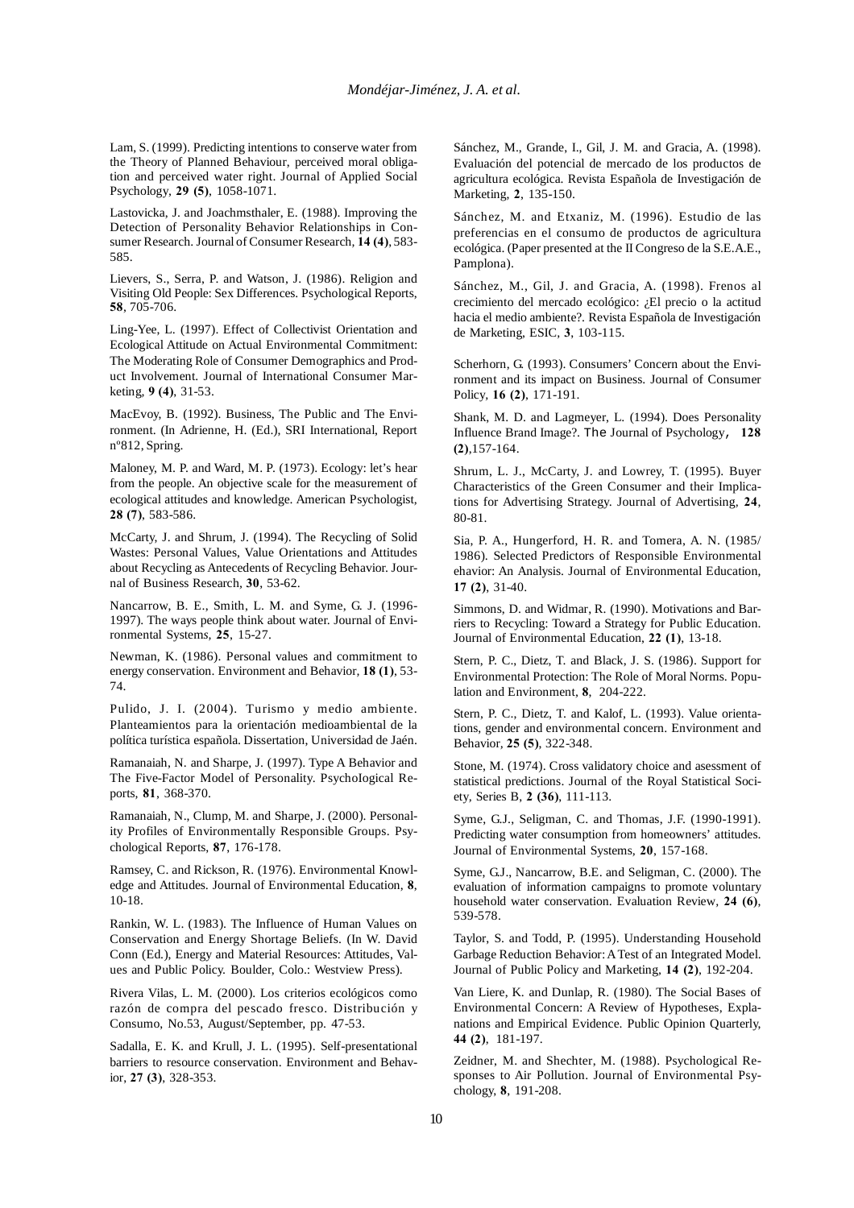Lam, S. (1999). Predicting intentions to conserve water from the Theory of Planned Behaviour, perceived moral obligation and perceived water right. Journal of Applied Social Psychology, **29 (5)**, 1058-1071.

Lastovicka, J. and Joachmsthaler, E. (1988). Improving the Detection of Personality Behavior Relationships in Consumer Research. Journal of Consumer Research, **14 (4)**, 583-585.

Lievers, S., Serra, P. and Watson, J. (1986). Religion and Visiting Old People: Sex Differences. Psychological Reports, **58**, 705-706.

Ling-Yee, L. (1997). Effect of Collectivist Orientation and Ecological Attitude on Actual Environmental Commitment: The Moderating Role of Consumer Demographics and Product Involvement. Journal of International Consumer Marketing, **9 (4)**, 31-53.

MacEvoy, B. (1992). Business, The Public and The Environment. (In Adrienne, H. (Ed.), SRI International, Report nº812, Spring.

Maloney, M. P. and Ward, M. P. (1973). Ecology: let's hear from the people. An objective scale for the measurement of ecological attitudes and knowledge. American Psychologist, **28 (7)**, 583-586.

McCarty, J. and Shrum, J. (1994). The Recycling of Solid Wastes: Personal Values, Value Orientations and Attitudes about Recycling as Antecedents of Recycling Behavior. Journal of Business Research, **30**, 53-62.

Nancarrow, B. E., Smith, L. M. and Syme, G. J. (1996-1997). The ways people think about water. Journal of Environmental Systems, **25**, 15-27.

Newman, K. (1986). Personal values and commitment to energy conservation. Environment and Behavior, **18 (1)**, 53-74.

Pulido, J. I. (2004). Turismo y medio ambiente. Planteamientos para la orientación medioambiental de la política turística española. Dissertation, Universidad de Jaén.

Ramanaiah, N. and Sharpe, J. (1997). Type A Behavior and The Five-Factor Model of Personality. Psychological Reports, **81**, 368-370.

Ramanaiah, N., Clump, M. and Sharpe, J. (2000). Personality Profiles of Environmentally Responsible Groups. Psychological Reports, **87**, 176-178.

Ramsey, C. and Rickson, R. (1976). Environmental Knowledge and Attitudes. Journal of Environmental Education, **8**, 10-18.

Rankin, W. L. (1983). The Influence of Human Values on Conservation and Energy Shortage Beliefs. (In W. David Conn (Ed.), Energy and Material Resources: Attitudes, Values and Public Policy. Boulder, Colo.: Westview Press).

Rivera Vilas, L. M. (2000). Los criterios ecológicos como razón de compra del pescado fresco. Distribución y Consumo, No.53, August/September, pp. 47-53.

Sadalla, E. K. and Krull, J. L. (1995). Self-presentational barriers to resource conservation. Environment and Behavior, **27 (3)**, 328-353.

Sánchez, M., Grande, I., Gil, J. M. and Gracia, A. (1998). Evaluación del potencial de mercado de los productos de agricultura ecológica. Revista Española de Investigación de Marketing, **2**, 135-150.

Sánchez, M. and Etxaniz, M. (1996). Estudio de las preferencias en el consumo de productos de agricultura ecológica. (Paper presented at the II Congreso de la S.E.A.E., Pamplona).

Sánchez, M., Gil, J. and Gracia, A. (1998). Frenos al crecimiento del mercado ecológico: ¿El precio o la actitud hacia el medio ambiente?. Revista Española de Investigación de Marketing, ESIC, **3**, 103-115.

Scherhorn, G. (1993). Consumers' Concern about the Environment and its impact on Business. Journal of Consumer Policy, **16 (2)**, 171-191.

Shank, M. D. and Lagmeyer, L. (1994). Does Personality Influence Brand Image?. The Journal of Psychology, **128 (2)**,157-164.

Shrum, L. J., McCarty, J. and Lowrey, T. (1995). Buyer Characteristics of the Green Consumer and their Implications for Advertising Strategy. Journal of Advertising, **24**, 80-81.

Sia, P. A., Hungerford, H. R. and Tomera, A. N. (1985/1986). Selected Predictors of Responsible Environmental ehavior: An Analysis. Journal of Environmental Education, **17 (2)**, 31-40.

Simmons, D. and Widmar, R. (1990). Motivations and Barriers to Recycling: Toward a Strategy for Public Education. Journal of Environmental Education, **22 (1)**, 13-18.

Stern, P. C., Dietz, T. and Black, J. S. (1986). Support for Environmental Protection: The Role of Moral Norms. Population and Environment, **8**, 204-222.

Stern, P. C., Dietz, T. and Kalof, L. (1993). Value orientations, gender and environmental concern. Environment and Behavior, **25 (5)**, 322-348.

Stone, M. (1974). Cross validatory choice and asessment of statistical predictions. Journal of the Royal Statistical Society, Series B, **2 (36)**, 111-113.

Syme, G.J., Seligman, C. and Thomas, J.F. (1990-1991). Predicting water consumption from homeowners' attitudes. Journal of Environmental Systems, **20**, 157-168.

Syme, G.J., Nancarrow, B.E. and Seligman, C. (2000). The evaluation of information campaigns to promote voluntary household water conservation. Evaluation Review, **24 (6)**, 539-578.

Taylor, S. and Todd, P. (1995). Understanding Household Garbage Reduction Behavior: A Test of an Integrated Model. Journal of Public Policy and Marketing, **14 (2)**, 192-204.

Van Liere, K. and Dunlap, R. (1980). The Social Bases of Environmental Concern: A Review of Hypotheses, Explanations and Empirical Evidence. Public Opinion Quarterly, **44 (2)**, 181-197.

Zeidner, M. and Shechter, M. (1988). Psychological Responses to Air Pollution. Journal of Environmental Psychology, **8**, 191-208.